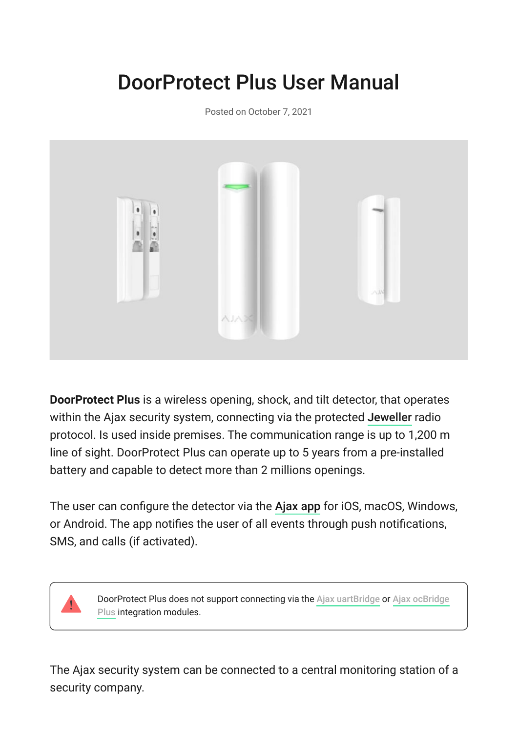# DoorProtect Plus User Manual

Posted on October 7, 2021

**DoorProtect Plus** is a wireless opening, shock, and tilt detector, that operates within the Ajax security system, connecting via the protected **Jeweller** radio protocol. Is used inside premises. The communication range is up to 1,200 m line of sight. DoorProtect Plus can operate up to 5 years from a pre-installed battery and capable to detect more than 2 millions openings.

The user can configure the detector via the **Ajax app** for iOS, macOS, Windows, or Android. The app notifies the user of all events through push notifications, SMS, and calls (if activated).

> ! DoorProtect Plus does not support connecting via the Ajax uartBridge or Ajax ocBridge Plus integration modules.

The Ajax security system can be connected to a central monitoring station of a security company.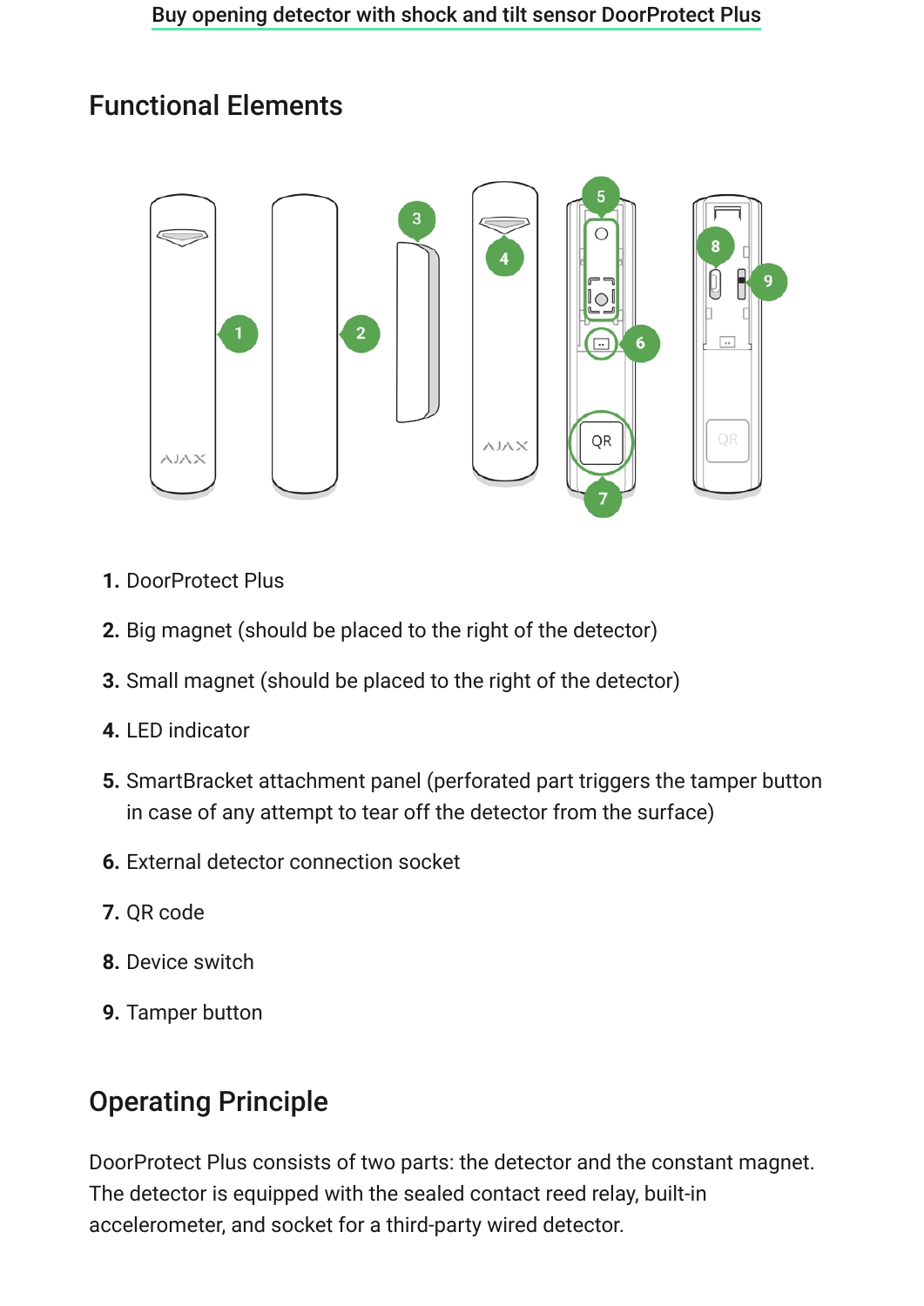[Buy opening detector with shock and tilt sensor DoorProtect Plus]

## Functional Elements

1. DoorProtect Plus
2. Big magnet (should be placed to the right of the detector)
3. Small magnet (should be placed to the right of the detector)
4. LED indicator
5. SmartBracket attachment panel (perforated part triggers the tamper button in case of any attempt to tear off the detector from the surface)
6. External detector connection socket
7. QR code
8. Device switch
9. Tamper button

## Operating Principle

DoorProtect Plus consists of two parts: the detector and the constant magnet. The detector is equipped with the sealed contact reed relay, built-in accelerometer, and socket for a third-party wired detector.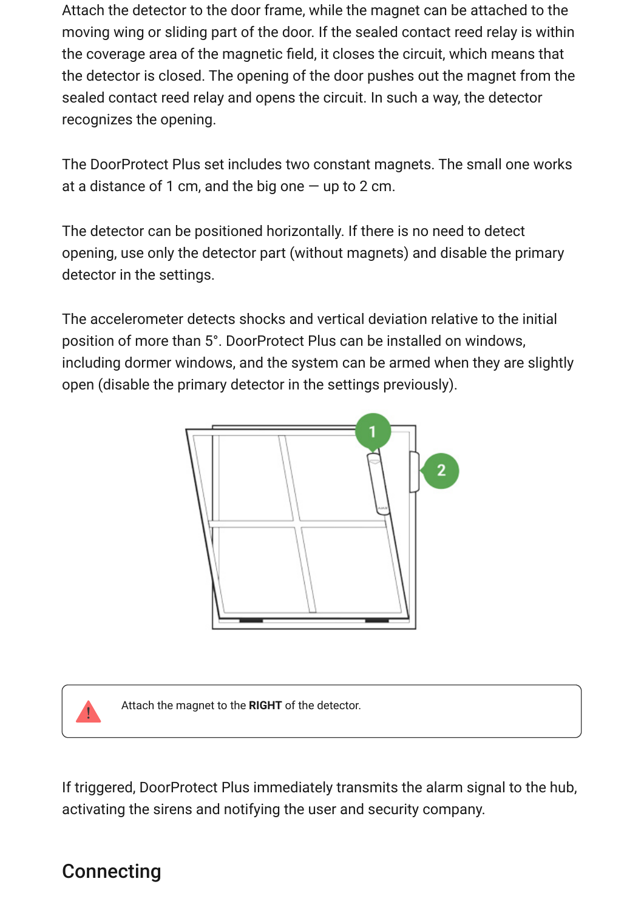Attach the detector to the door frame, while the magnet can be attached to the moving wing or sliding part of the door. If the sealed contact reed relay is within the coverage area of the magnetic field, it closes the circuit, which means that the detector is closed. The opening of the door pushes out the magnet from the sealed contact reed relay and opens the circuit. In such a way, the detector recognizes the opening.

The DoorProtect Plus set includes two constant magnets. The small one works at a distance of 1 cm, and the big one — up to 2 cm.

The detector can be positioned horizontally. If there is no need to detect opening, use only the detector part (without magnets) and disable the primary detector in the settings.

The accelerometer detects shocks and vertical deviation relative to the initial position of more than 5°. DoorProtect Plus can be installed on windows, including dormer windows, and the system can be armed when they are slightly open (disable the primary detector in the settings previously).

Attach the magnet to the **RIGHT** of the detector.

If triggered, DoorProtect Plus immediately transmits the alarm signal to the hub, activating the sirens and notifying the user and security company.

## Connecting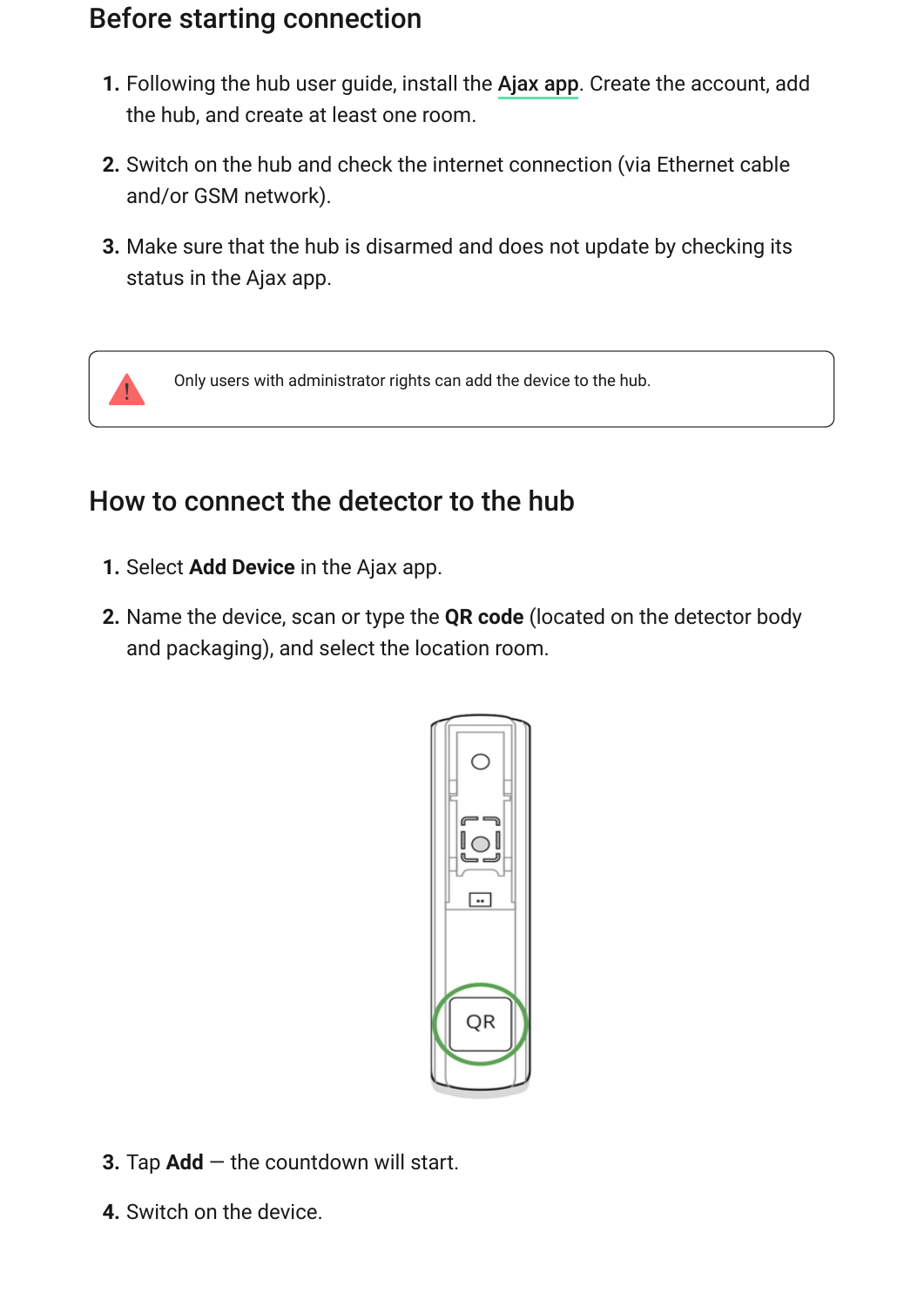## Before starting connection

1. Following the hub user guide, install the Ajax app. Create the account, add the hub, and create at least one room.
2. Switch on the hub and check the internet connection (via Ethernet cable and/or GSM network).
3. Make sure that the hub is disarmed and does not update by checking its status in the Ajax app.

> Only users with administrator rights can add the device to the hub.

## How to connect the detector to the hub

1. Select **Add Device** in the Ajax app.
2. Name the device, scan or type the **QR code** (located on the detector body and packaging), and select the location room.
3. Tap **Add** — the countdown will start.
4. Switch on the device.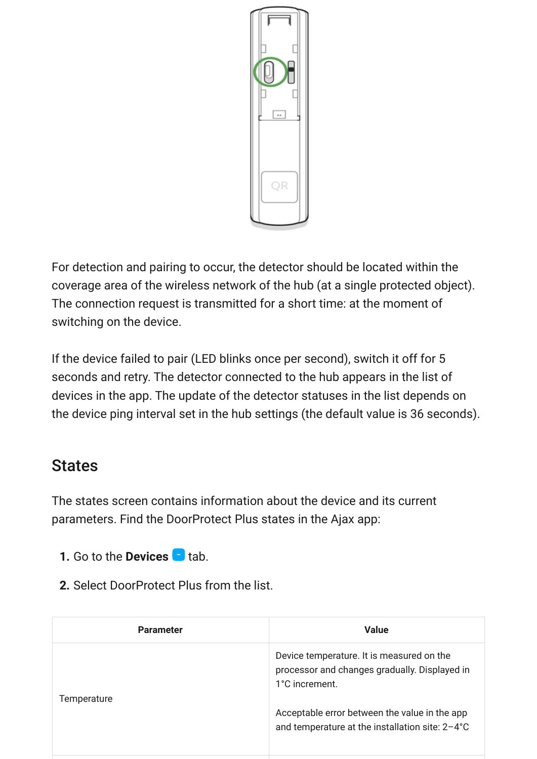For detection and pairing to occur, the detector should be located within the coverage area of the wireless network of the hub (at a single protected object). The connection request is transmitted for a short time: at the moment of switching on the device.

If the device failed to pair (LED blinks once per second), switch it off for 5 seconds and retry. The detector connected to the hub appears in the list of devices in the app. The update of the detector statuses in the list depends on the device ping interval set in the hub settings (the default value is 36 seconds).

## States

The states screen contains information about the device and its current parameters. Find the DoorProtect Plus states in the Ajax app:

1. Go to the **Devices** tab.
2. Select DoorProtect Plus from the list.

| Parameter | Value |
|---|---|
| Temperature | Device temperature. It is measured on the processor and changes gradually. Displayed in 1°C increment.<br><br>Acceptable error between the value in the app and temperature at the installation site: 2–4°C |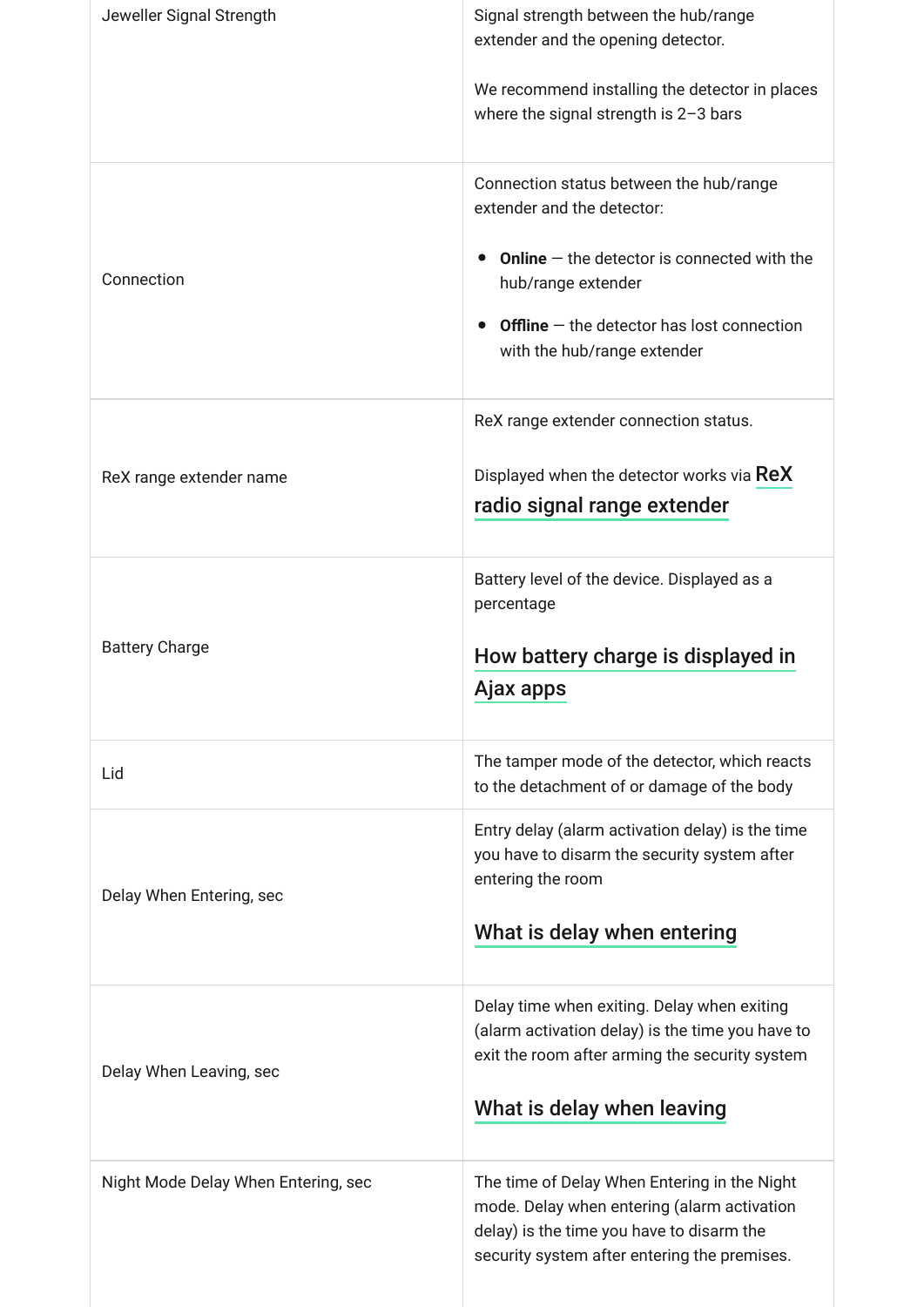| | |
|---|---|
| Jeweller Signal Strength | Signal strength between the hub/range extender and the opening detector.<br><br>We recommend installing the detector in places where the signal strength is 2–3 bars |
| Connection | Connection status between the hub/range extender and the detector:<br><br>• **Online** — the detector is connected with the hub/range extender<br>• **Offline** — the detector has lost connection with the hub/range extender |
| ReX range extender name | ReX range extender connection status.<br><br>Displayed when the detector works via **ReX radio signal range extender** |
| Battery Charge | Battery level of the device. Displayed as a percentage<br><br>**How battery charge is displayed in Ajax apps** |
| Lid | The tamper mode of the detector, which reacts to the detachment of or damage of the body |
| Delay When Entering, sec | Entry delay (alarm activation delay) is the time you have to disarm the security system after entering the room<br><br>**What is delay when entering** |
| Delay When Leaving, sec | Delay time when exiting. Delay when exiting (alarm activation delay) is the time you have to exit the room after arming the security system<br><br>**What is delay when leaving** |
| Night Mode Delay When Entering, sec | The time of Delay When Entering in the Night mode. Delay when entering (alarm activation delay) is the time you have to disarm the security system after entering the premises. |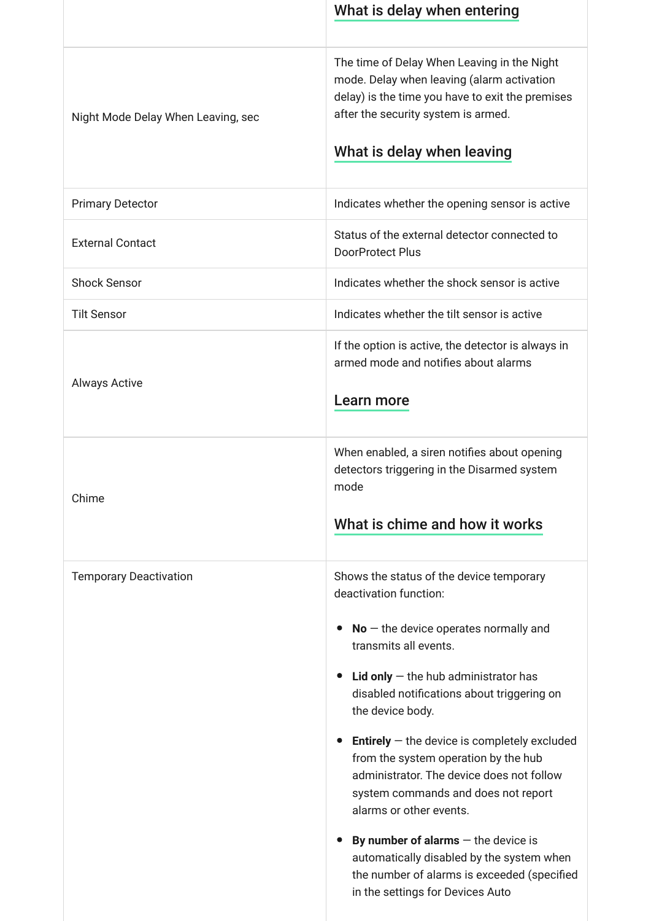| | |
|---|---|
| | What is delay when entering |
| Night Mode Delay When Leaving, sec | The time of Delay When Leaving in the Night mode. Delay when leaving (alarm activation delay) is the time you have to exit the premises after the security system is armed.<br><br>What is delay when leaving |
| Primary Detector | Indicates whether the opening sensor is active |
| External Contact | Status of the external detector connected to DoorProtect Plus |
| Shock Sensor | Indicates whether the shock sensor is active |
| Tilt Sensor | Indicates whether the tilt sensor is active |
| Always Active | If the option is active, the detector is always in armed mode and notifies about alarms<br><br>Learn more |
| Chime | When enabled, a siren notifies about opening detectors triggering in the Disarmed system mode<br><br>What is chime and how it works |
| Temporary Deactivation | Shows the status of the device temporary deactivation function:<br><br>• **No** — the device operates normally and transmits all events.<br><br>• **Lid only** — the hub administrator has disabled notifications about triggering on the device body.<br><br>• **Entirely** — the device is completely excluded from the system operation by the hub administrator. The device does not follow system commands and does not report alarms or other events.<br><br>• **By number of alarms** — the device is automatically disabled by the system when the number of alarms is exceeded (specified in the settings for Devices Auto |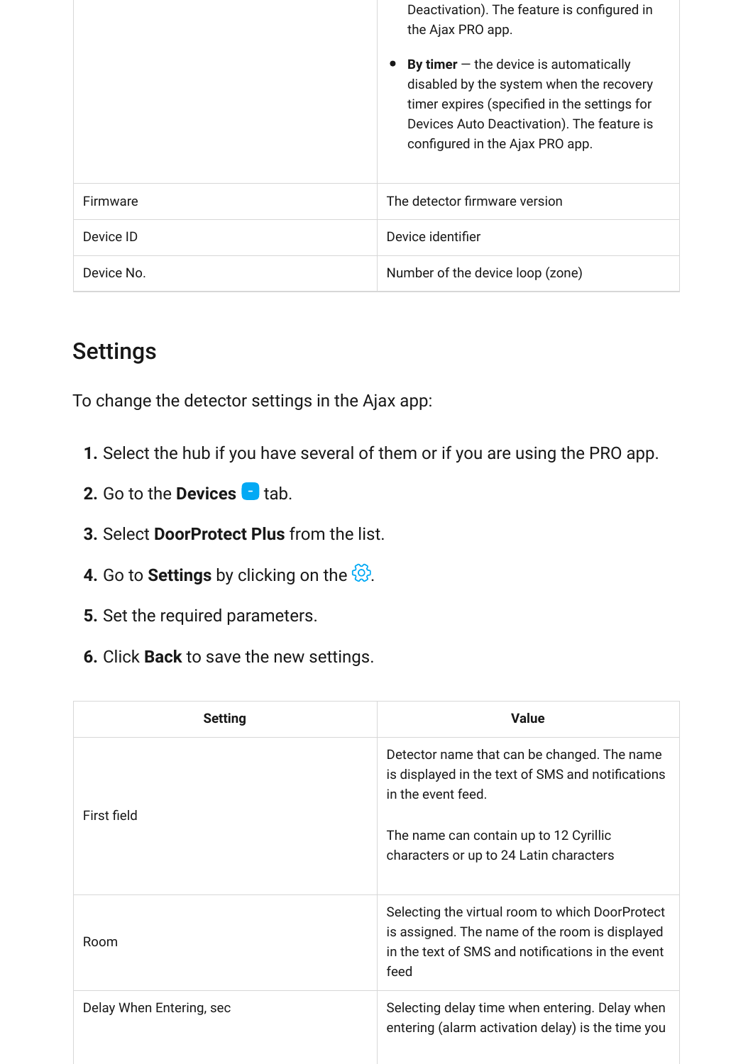| | |
|---|---|
| | Deactivation). The feature is configured in the Ajax PRO app.<br><br>• **By timer** — the device is automatically disabled by the system when the recovery timer expires (specified in the settings for Devices Auto Deactivation). The feature is configured in the Ajax PRO app. |
| Firmware | The detector firmware version |
| Device ID | Device identifier |
| Device No. | Number of the device loop (zone) |

## Settings

To change the detector settings in the Ajax app:

1. Select the hub if you have several of them or if you are using the PRO app.
2. Go to the **Devices** tab.
3. Select **DoorProtect Plus** from the list.
4. Go to **Settings** by clicking on the ⚙.
5. Set the required parameters.
6. Click **Back** to save the new settings.

| Setting | Value |
|---|---|
| First field | Detector name that can be changed. The name is displayed in the text of SMS and notifications in the event feed.<br><br>The name can contain up to 12 Cyrillic characters or up to 24 Latin characters |
| Room | Selecting the virtual room to which DoorProtect is assigned. The name of the room is displayed in the text of SMS and notifications in the event feed |
| Delay When Entering, sec | Selecting delay time when entering. Delay when entering (alarm activation delay) is the time you |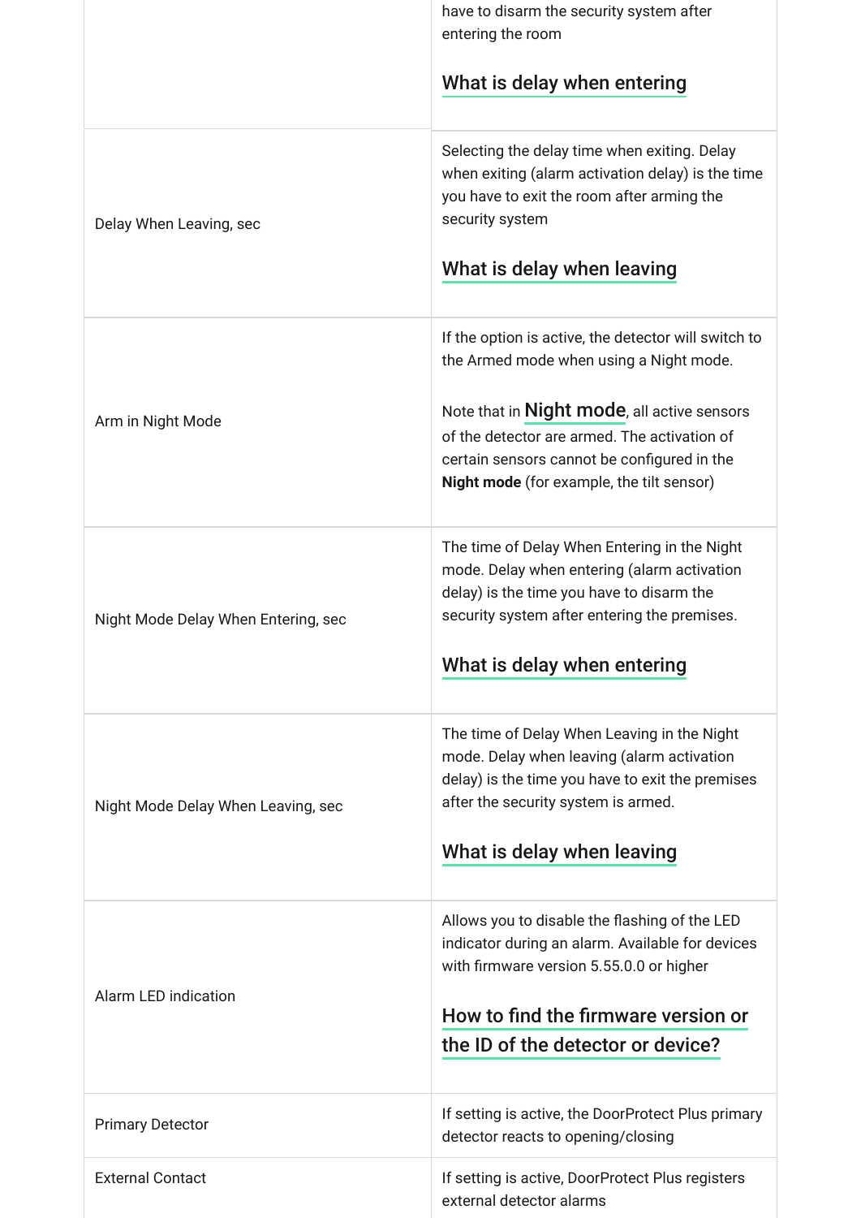| | |
|---|---|
| | have to disarm the security system after entering the room<br><br>What is delay when entering |
| Delay When Leaving, sec | Selecting the delay time when exiting. Delay when exiting (alarm activation delay) is the time you have to exit the room after arming the security system<br><br>What is delay when leaving |
| Arm in Night Mode | If the option is active, the detector will switch to the Armed mode when using a Night mode.<br><br>Note that in Night mode, all active sensors of the detector are armed. The activation of certain sensors cannot be configured in the **Night mode** (for example, the tilt sensor) |
| Night Mode Delay When Entering, sec | The time of Delay When Entering in the Night mode. Delay when entering (alarm activation delay) is the time you have to disarm the security system after entering the premises.<br><br>What is delay when entering |
| Night Mode Delay When Leaving, sec | The time of Delay When Leaving in the Night mode. Delay when leaving (alarm activation delay) is the time you have to exit the premises after the security system is armed.<br><br>What is delay when leaving |
| Alarm LED indication | Allows you to disable the flashing of the LED indicator during an alarm. Available for devices with firmware version 5.55.0.0 or higher<br><br>How to find the firmware version or the ID of the detector or device? |
| Primary Detector | If setting is active, the DoorProtect Plus primary detector reacts to opening/closing |
| External Contact | If setting is active, DoorProtect Plus registers external detector alarms |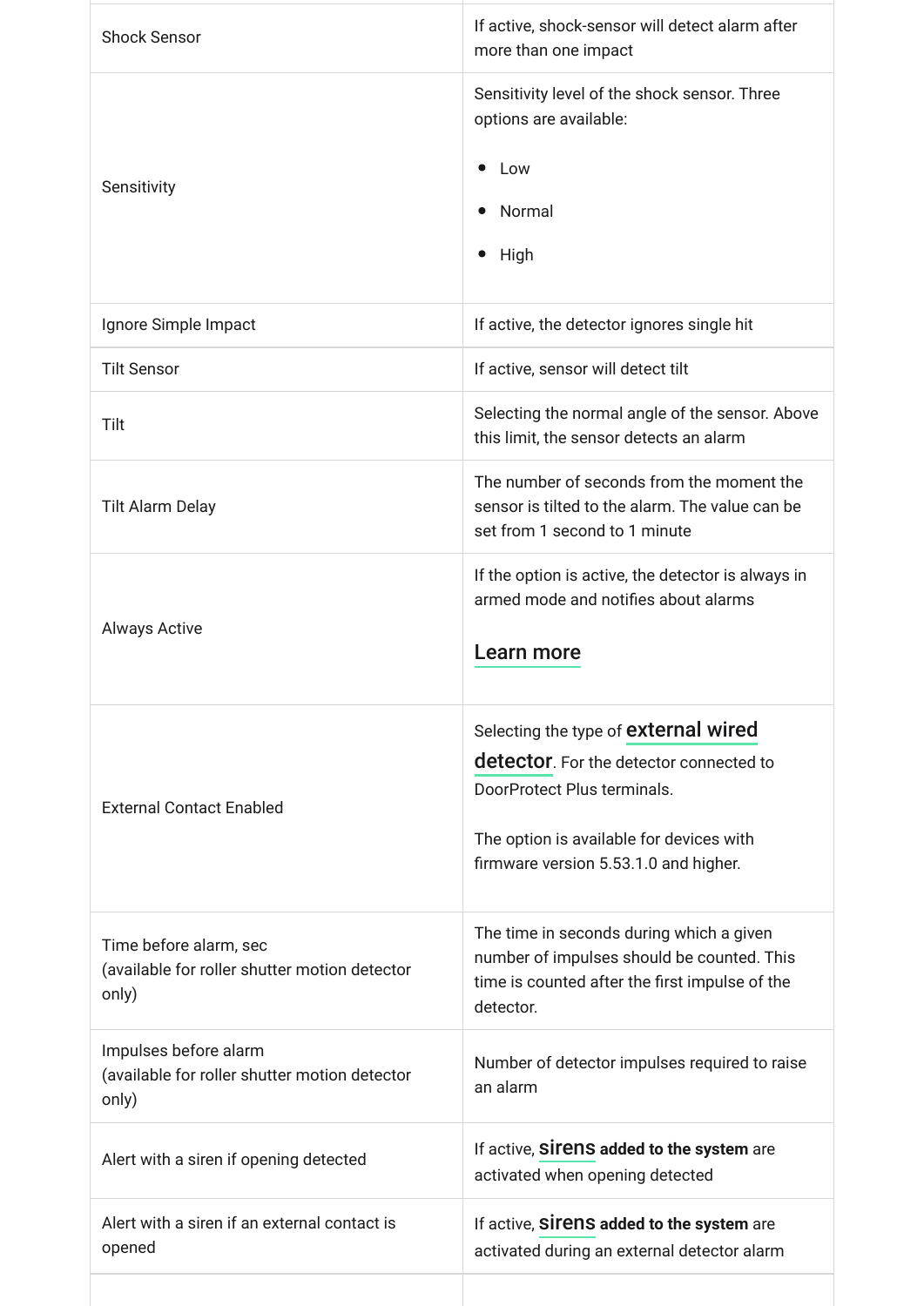| | |
|---|---|
| Shock Sensor | If active, shock-sensor will detect alarm after more than one impact |
| Sensitivity | Sensitivity level of the shock sensor. Three options are available:<br>• Low<br>• Normal<br>• High |
| Ignore Simple Impact | If active, the detector ignores single hit |
| Tilt Sensor | If active, sensor will detect tilt |
| Tilt | Selecting the normal angle of the sensor. Above this limit, the sensor detects an alarm |
| Tilt Alarm Delay | The number of seconds from the moment the sensor is tilted to the alarm. The value can be set from 1 second to 1 minute |
| Always Active | If the option is active, the detector is always in armed mode and notifies about alarms<br><br>**Learn more** |
| External Contact Enabled | Selecting the type of **external wired detector**. For the detector connected to DoorProtect Plus terminals.<br><br>The option is available for devices with firmware version 5.53.1.0 and higher. |
| Time before alarm, sec<br>(available for roller shutter motion detector only) | The time in seconds during which a given number of impulses should be counted. This time is counted after the first impulse of the detector. |
| Impulses before alarm<br>(available for roller shutter motion detector only) | Number of detector impulses required to raise an alarm |
| Alert with a siren if opening detected | If active, **sirens added to the system** are activated when opening detected |
| Alert with a siren if an external contact is opened | If active, **sirens added to the system** are activated during an external detector alarm |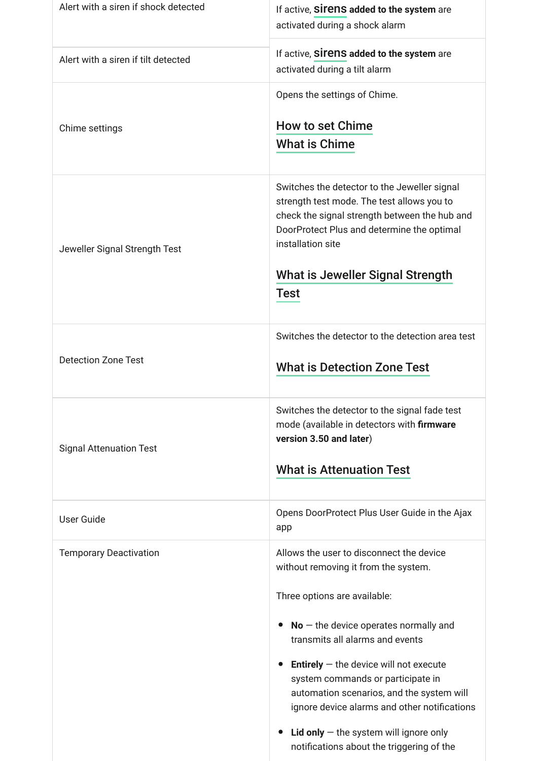| | |
|---|---|
| Alert with a siren if shock detected | If active, **sirens added to the system** are activated during a shock alarm |
| Alert with a siren if tilt detected | If active, **sirens added to the system** are activated during a tilt alarm |
| Chime settings | Opens the settings of Chime.<br><br>How to set Chime<br>What is Chime |
| Jeweller Signal Strength Test | Switches the detector to the Jeweller signal strength test mode. The test allows you to check the signal strength between the hub and DoorProtect Plus and determine the optimal installation site<br><br>What is Jeweller Signal Strength Test |
| Detection Zone Test | Switches the detector to the detection area test<br><br>What is Detection Zone Test |
| Signal Attenuation Test | Switches the detector to the signal fade test mode (available in detectors with **firmware version 3.50 and later**)<br><br>What is Attenuation Test |
| User Guide | Opens DoorProtect Plus User Guide in the Ajax app |
| Temporary Deactivation | Allows the user to disconnect the device without removing it from the system.<br><br>Three options are available:<br><br>• **No** — the device operates normally and transmits all alarms and events<br><br>• **Entirely** — the device will not execute system commands or participate in automation scenarios, and the system will ignore device alarms and other notifications<br><br>• **Lid only** — the system will ignore only notifications about the triggering of the |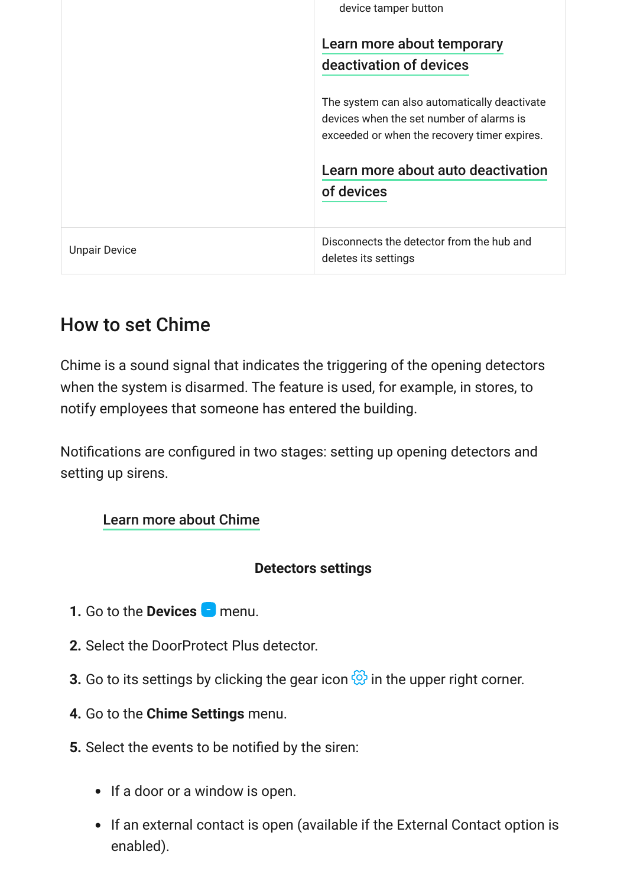| | |
|---|---|
| | device tamper button<br><br>Learn more about temporary deactivation of devices<br><br>The system can also automatically deactivate devices when the set number of alarms is exceeded or when the recovery timer expires.<br><br>Learn more about auto deactivation of devices |
| Unpair Device | Disconnects the detector from the hub and deletes its settings |

## How to set Chime

Chime is a sound signal that indicates the triggering of the opening detectors when the system is disarmed. The feature is used, for example, in stores, to notify employees that someone has entered the building.

Notifications are configured in two stages: setting up opening detectors and setting up sirens.

Learn more about Chime

**Detectors settings**

1. Go to the **Devices** menu.
2. Select the DoorProtect Plus detector.
3. Go to its settings by clicking the gear icon in the upper right corner.
4. Go to the **Chime Settings** menu.
5. Select the events to be notified by the siren:
    - If a door or a window is open.
    - If an external contact is open (available if the External Contact option is enabled).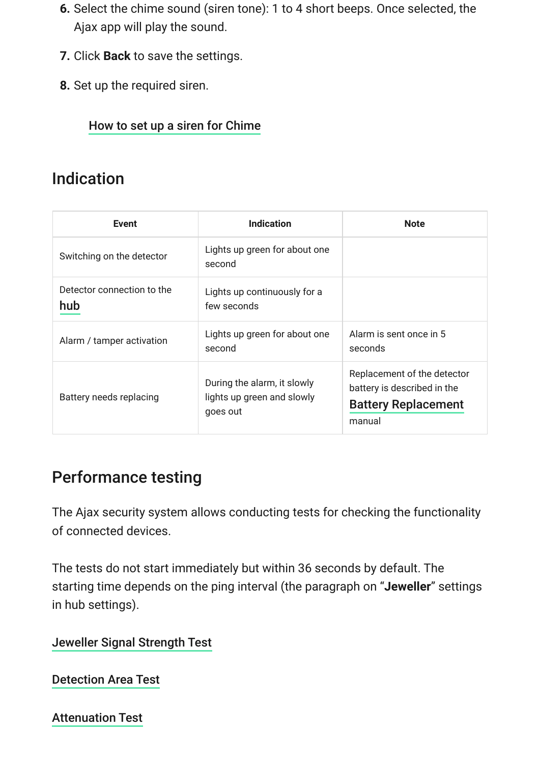6. Select the chime sound (siren tone): 1 to 4 short beeps. Once selected, the Ajax app will play the sound.
7. Click **Back** to save the settings.
8. Set up the required siren.

How to set up a siren for Chime

## Indication

| Event | Indication | Note |
|---|---|---|
| Switching on the detector | Lights up green for about one second | |
| Detector connection to the hub | Lights up continuously for a few seconds | |
| Alarm / tamper activation | Lights up green for about one second | Alarm is sent once in 5 seconds |
| Battery needs replacing | During the alarm, it slowly lights up green and slowly goes out | Replacement of the detector battery is described in the Battery Replacement manual |

## Performance testing

The Ajax security system allows conducting tests for checking the functionality of connected devices.

The tests do not start immediately but within 36 seconds by default. The starting time depends on the ping interval (the paragraph on "**Jeweller**" settings in hub settings).

Jeweller Signal Strength Test

Detection Area Test

Attenuation Test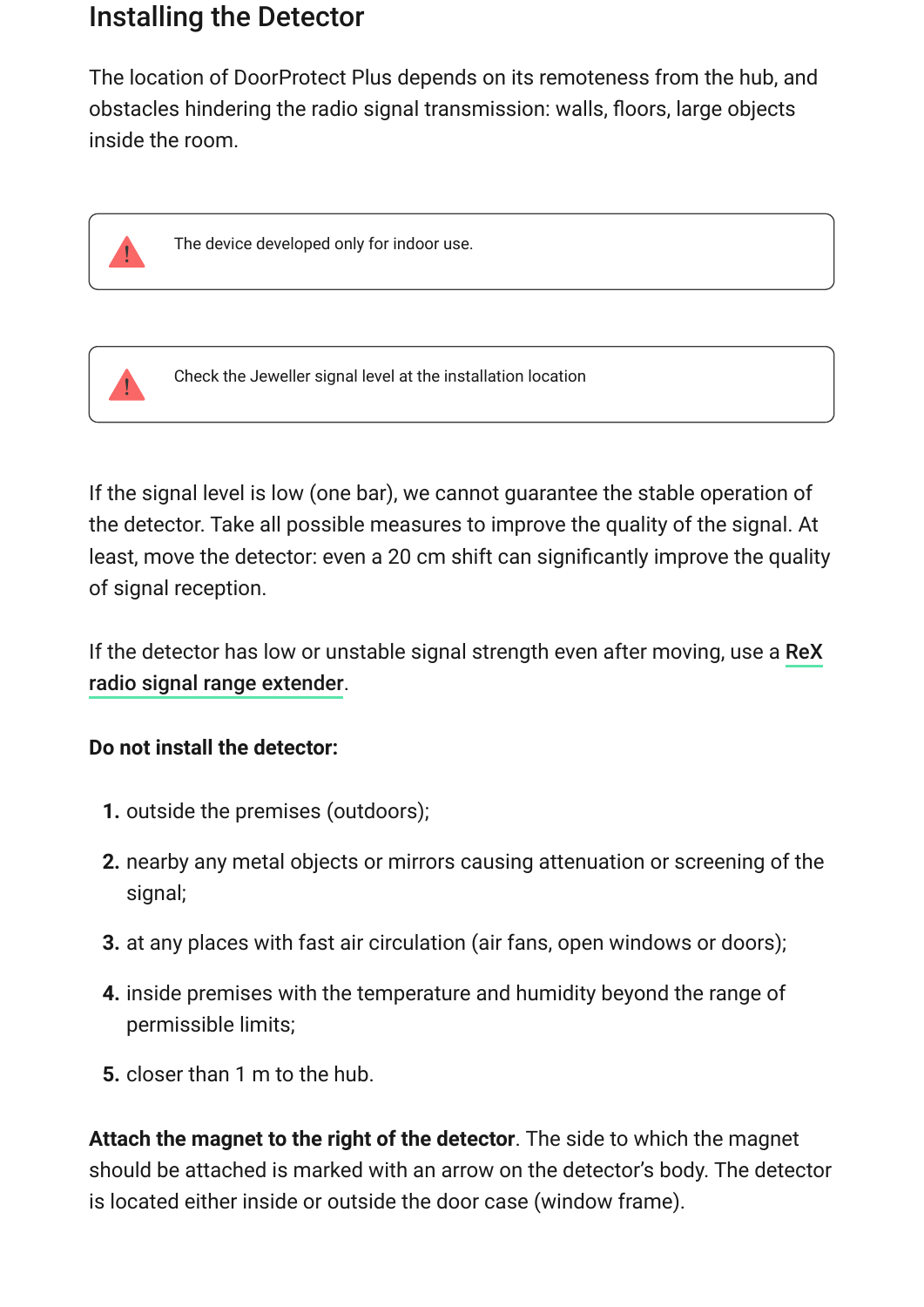## Installing the Detector

The location of DoorProtect Plus depends on its remoteness from the hub, and obstacles hindering the radio signal transmission: walls, floors, large objects inside the room.

> ⚠ The device developed only for indoor use.

> ⚠ Check the Jeweller signal level at the installation location

If the signal level is low (one bar), we cannot guarantee the stable operation of the detector. Take all possible measures to improve the quality of the signal. At least, move the detector: even a 20 cm shift can significantly improve the quality of signal reception.

If the detector has low or unstable signal strength even after moving, use a **ReX radio signal range extender**.

**Do not install the detector:**

1. outside the premises (outdoors);
2. nearby any metal objects or mirrors causing attenuation or screening of the signal;
3. at any places with fast air circulation (air fans, open windows or doors);
4. inside premises with the temperature and humidity beyond the range of permissible limits;
5. closer than 1 m to the hub.

**Attach the magnet to the right of the detector**. The side to which the magnet should be attached is marked with an arrow on the detector's body. The detector is located either inside or outside the door case (window frame).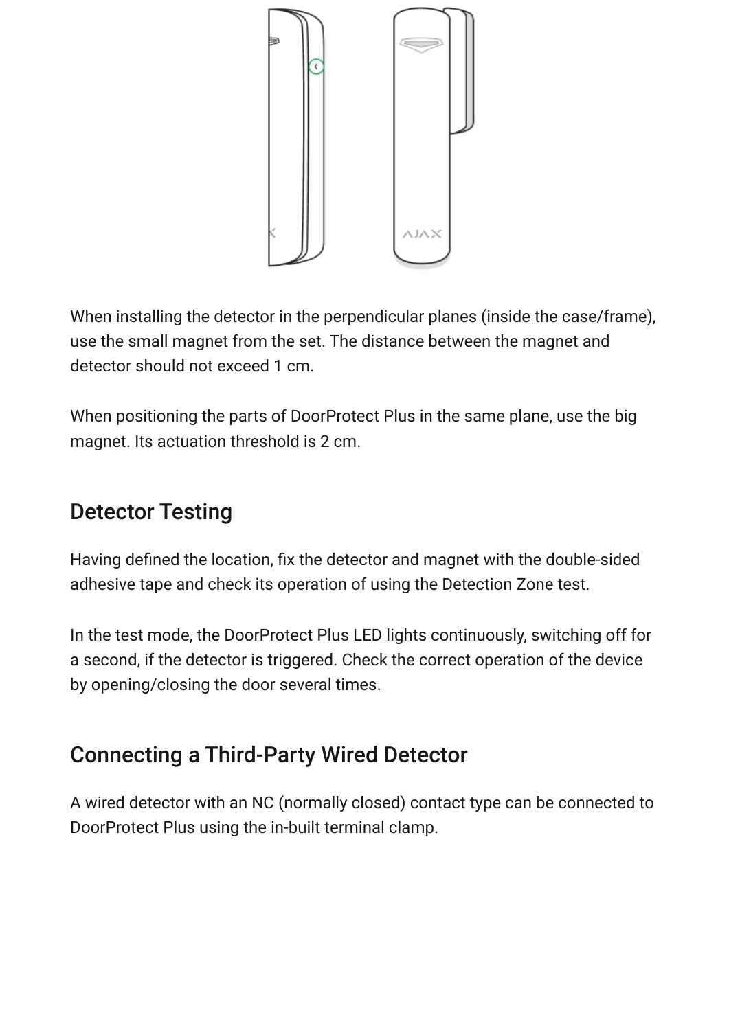When installing the detector in the perpendicular planes (inside the case/frame), use the small magnet from the set. The distance between the magnet and detector should not exceed 1 cm.

When positioning the parts of DoorProtect Plus in the same plane, use the big magnet. Its actuation threshold is 2 cm.

## Detector Testing

Having defined the location, fix the detector and magnet with the double-sided adhesive tape and check its operation of using the Detection Zone test.

In the test mode, the DoorProtect Plus LED lights continuously, switching off for a second, if the detector is triggered. Check the correct operation of the device by opening/closing the door several times.

## Connecting a Third-Party Wired Detector

A wired detector with an NC (normally closed) contact type can be connected to DoorProtect Plus using the in-built terminal clamp.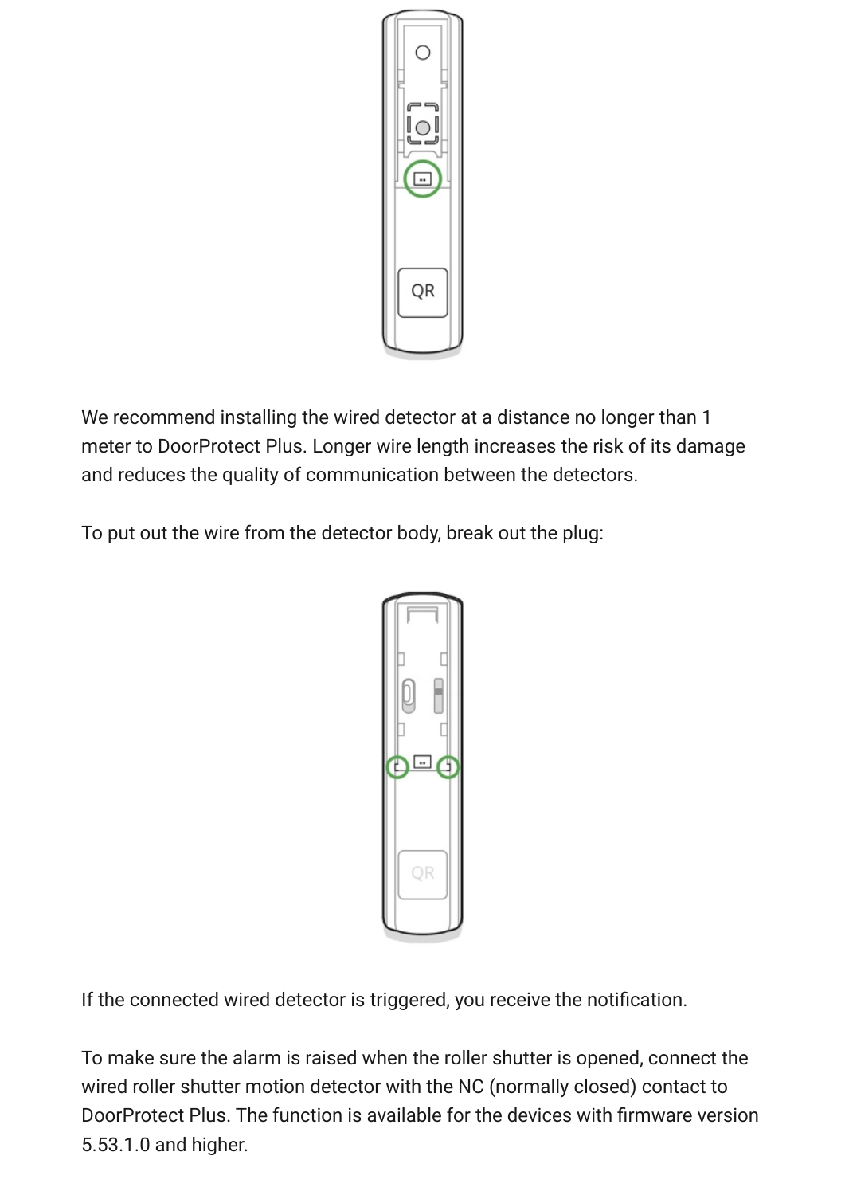We recommend installing the wired detector at a distance no longer than 1 meter to DoorProtect Plus. Longer wire length increases the risk of its damage and reduces the quality of communication between the detectors.

To put out the wire from the detector body, break out the plug:

If the connected wired detector is triggered, you receive the notification.

To make sure the alarm is raised when the roller shutter is opened, connect the wired roller shutter motion detector with the NC (normally closed) contact to DoorProtect Plus. The function is available for the devices with firmware version 5.53.1.0 and higher.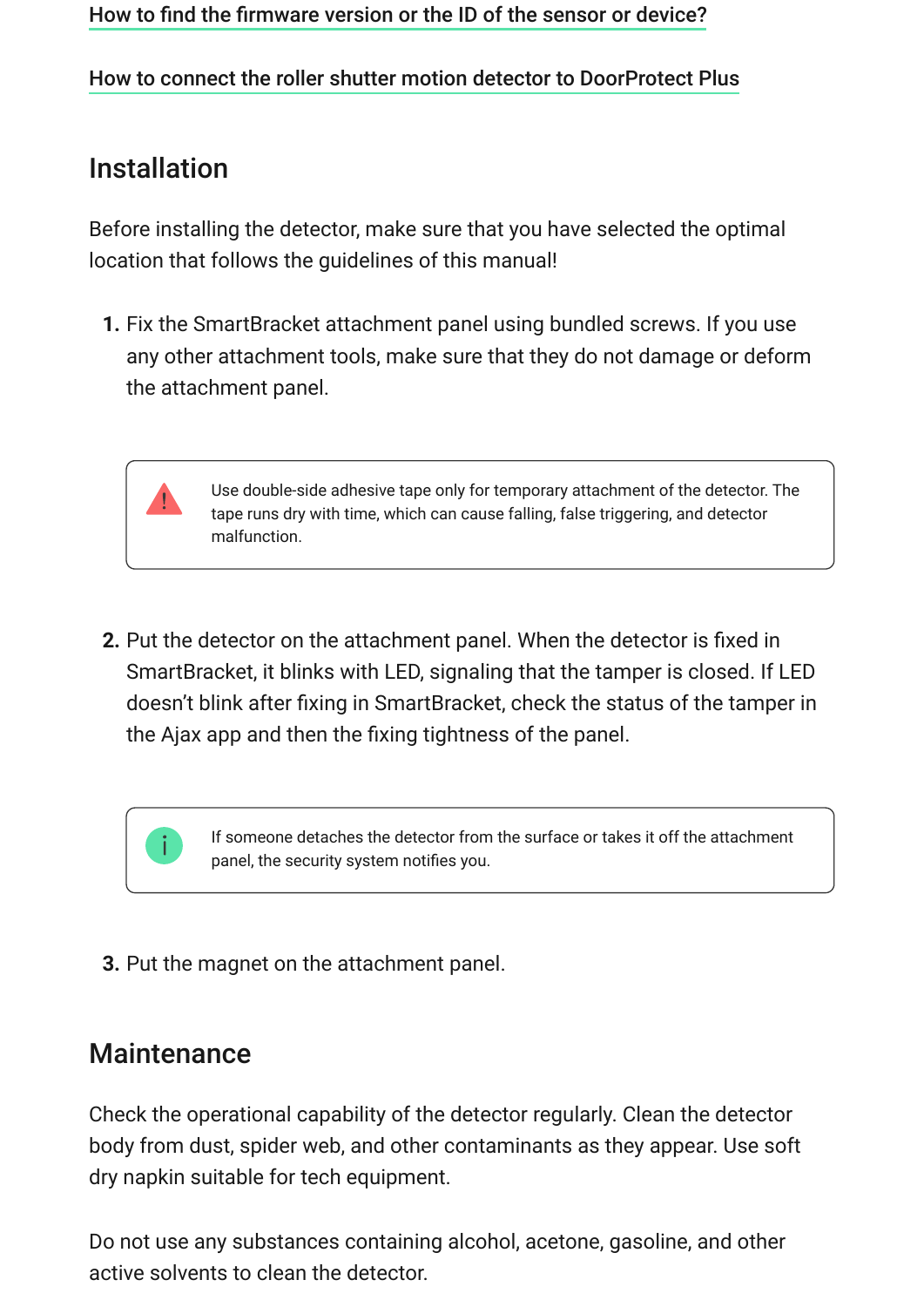[How to find the firmware version or the ID of the sensor or device?]

[How to connect the roller shutter motion detector to DoorProtect Plus]

## Installation

Before installing the detector, make sure that you have selected the optimal location that follows the guidelines of this manual!

1. Fix the SmartBracket attachment panel using bundled screws. If you use any other attachment tools, make sure that they do not damage or deform the attachment panel.

> ⚠️ Use double-side adhesive tape only for temporary attachment of the detector. The tape runs dry with time, which can cause falling, false triggering, and detector malfunction.

2. Put the detector on the attachment panel. When the detector is fixed in SmartBracket, it blinks with LED, signaling that the tamper is closed. If LED doesn't blink after fixing in SmartBracket, check the status of the tamper in the Ajax app and then the fixing tightness of the panel.

> ℹ️ If someone detaches the detector from the surface or takes it off the attachment panel, the security system notifies you.

3. Put the magnet on the attachment panel.

## Maintenance

Check the operational capability of the detector regularly. Clean the detector body from dust, spider web, and other contaminants as they appear. Use soft dry napkin suitable for tech equipment.

Do not use any substances containing alcohol, acetone, gasoline, and other active solvents to clean the detector.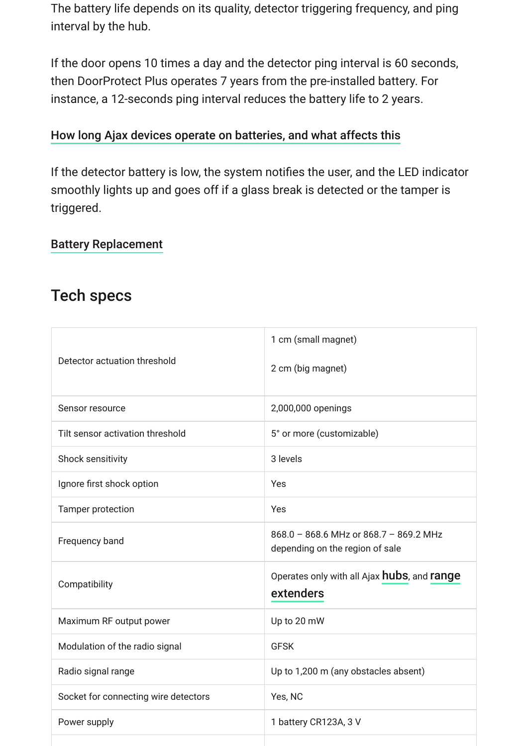The battery life depends on its quality, detector triggering frequency, and ping interval by the hub.

If the door opens 10 times a day and the detector ping interval is 60 seconds, then DoorProtect Plus operates 7 years from the pre-installed battery. For instance, a 12-seconds ping interval reduces the battery life to 2 years.

How long Ajax devices operate on batteries, and what affects this

If the detector battery is low, the system notifies the user, and the LED indicator smoothly lights up and goes off if a glass break is detected or the tamper is triggered.

Battery Replacement

## Tech specs

| | |
|---|---|
| Detector actuation threshold | 1 cm (small magnet)<br><br>2 cm (big magnet) |
| Sensor resource | 2,000,000 openings |
| Tilt sensor activation threshold | 5° or more (customizable) |
| Shock sensitivity | 3 levels |
| Ignore first shock option | Yes |
| Tamper protection | Yes |
| Frequency band | 868.0 – 868.6 MHz or 868.7 – 869.2 MHz depending on the region of sale |
| Compatibility | Operates only with all Ajax hubs, and range extenders |
| Maximum RF output power | Up to 20 mW |
| Modulation of the radio signal | GFSK |
| Radio signal range | Up to 1,200 m (any obstacles absent) |
| Socket for connecting wire detectors | Yes, NC |
| Power supply | 1 battery CR123A, 3 V |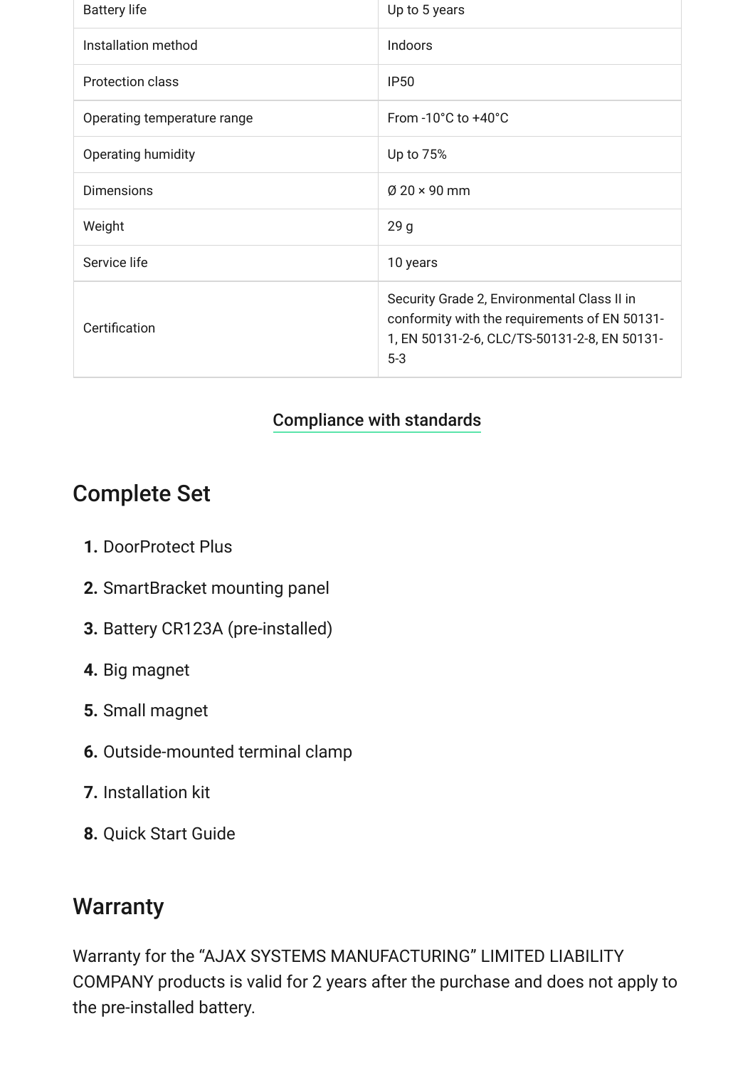| Battery life | Up to 5 years |
|---|---|
| Installation method | Indoors |
| Protection class | IP50 |
| Operating temperature range | From -10°C to +40°C |
| Operating humidity | Up to 75% |
| Dimensions | Ø 20 × 90 mm |
| Weight | 29 g |
| Service life | 10 years |
| Certification | Security Grade 2, Environmental Class II in conformity with the requirements of EN 50131-1, EN 50131-2-6, CLC/TS-50131-2-8, EN 50131-5-3 |

Compliance with standards

## Complete Set

1. DoorProtect Plus
2. SmartBracket mounting panel
3. Battery CR123A (pre-installed)
4. Big magnet
5. Small magnet
6. Outside-mounted terminal clamp
7. Installation kit
8. Quick Start Guide

## Warranty

Warranty for the “AJAX SYSTEMS MANUFACTURING” LIMITED LIABILITY COMPANY products is valid for 2 years after the purchase and does not apply to the pre-installed battery.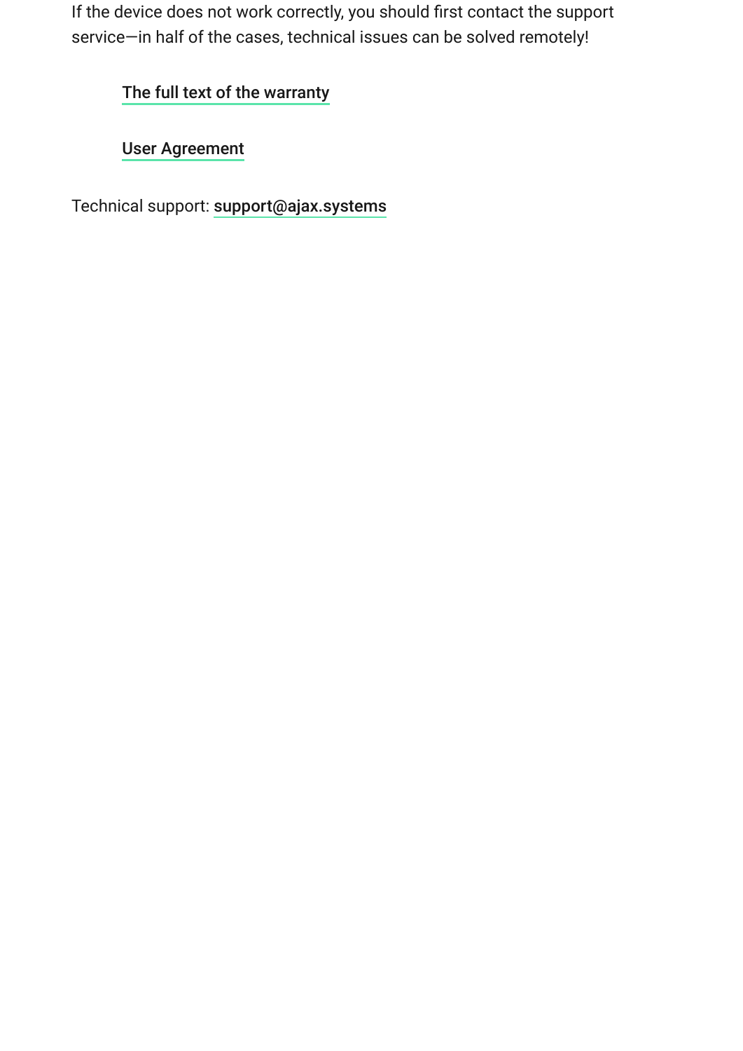If the device does not work correctly, you should first contact the support service—in half of the cases, technical issues can be solved remotely!

**The full text of the warranty**

**User Agreement**

Technical support: **support@ajax.systems**